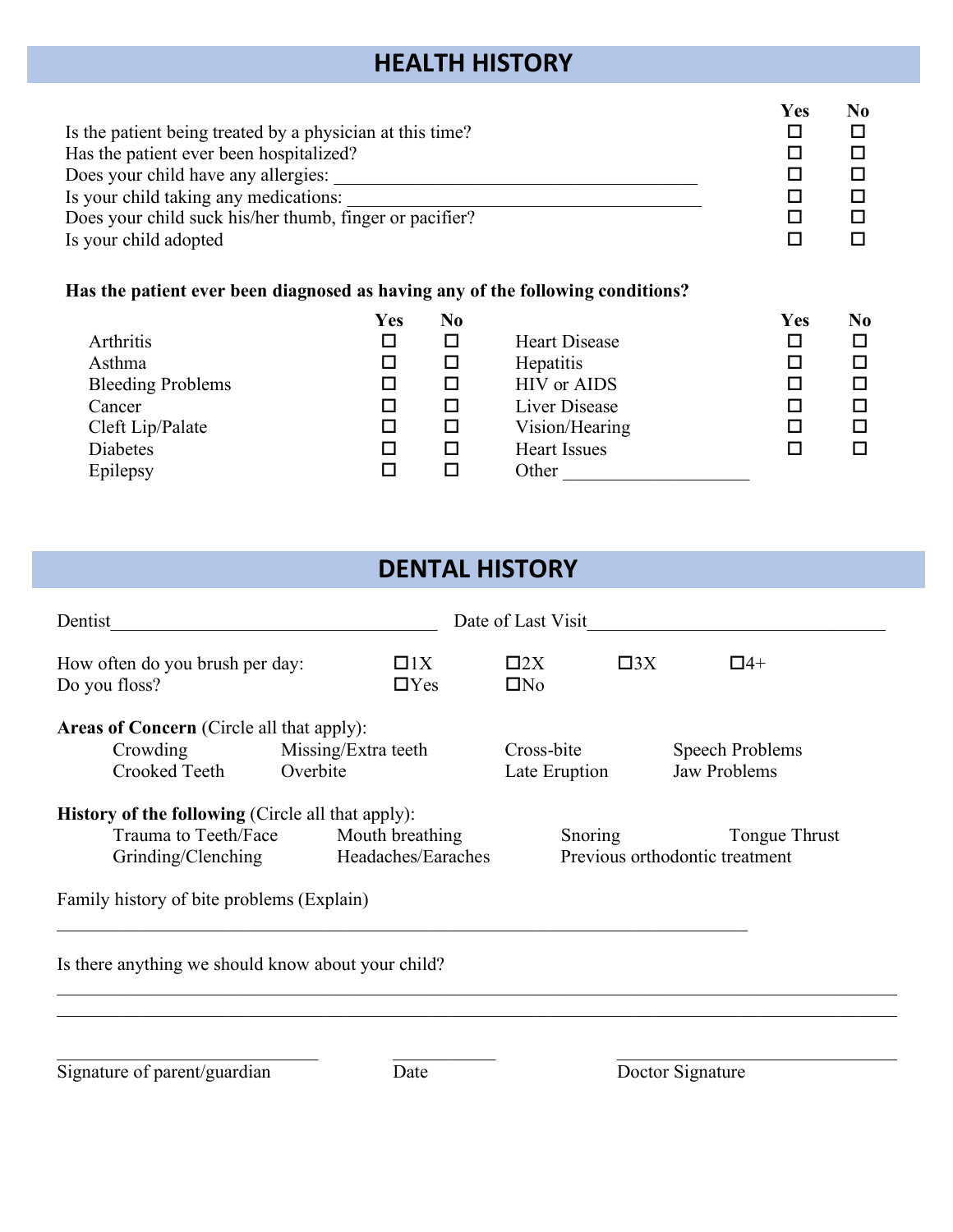## HEALTH HISTORY

| | Yes | No |
|---|---|---|
| Is the patient being treated by a physician at this time? | ☐ | ☐ |
| Has the patient ever been hospitalized? | ☐ | ☐ |
| Does your child have any allergies: ________________________________________ | ☐ | ☐ |
| Is your child taking any medications: ________________________________________ | ☐ | ☐ |
| Does your child suck his/her thumb, finger or pacifier? | ☐ | ☐ |
| Is your child adopted | ☐ | ☐ |

**Has the patient ever been diagnosed as having any of the following conditions?**

| | Yes | No | | Yes | No |
|---|---|---|---|---|---|
| Arthritis | ☐ | ☐ | Heart Disease | ☐ | ☐ |
| Asthma | ☐ | ☐ | Hepatitis | ☐ | ☐ |
| Bleeding Problems | ☐ | ☐ | HIV or AIDS | ☐ | ☐ |
| Cancer | ☐ | ☐ | Liver Disease | ☐ | ☐ |
| Cleft Lip/Palate | ☐ | ☐ | Vision/Hearing | ☐ | ☐ |
| Diabetes | ☐ | ☐ | Heart Issues | ☐ | ☐ |
| Epilepsy | ☐ | ☐ | Other ____________________ | | |

## DENTAL HISTORY

Dentist____________________________________ Date of Last Visit_________________________________

How often do you brush per day: ☐1X ☐2X ☐3X ☐4+

Do you floss? ☐Yes ☐No

**Areas of Concern** (Circle all that apply):

| | | | |
|---|---|---|---|
| Crowding | Missing/Extra teeth | Cross-bite | Speech Problems |
| Crooked Teeth | Overbite | Late Eruption | Jaw Problems |

**History of the following** (Circle all that apply):

| | | | |
|---|---|---|---|
| Trauma to Teeth/Face | Mouth breathing | Snoring | Tongue Thrust |
| Grinding/Clenching | Headaches/Earaches | Previous orthodontic treatment | |

Family history of bite problems (Explain)

_____________________________________________________________________________

Is there anything we should know about your child?

_____________________________________________________________________________

_____________________________________________________________________________

______________________________ ____________ ________________________________

Signature of parent/guardian Date Doctor Signature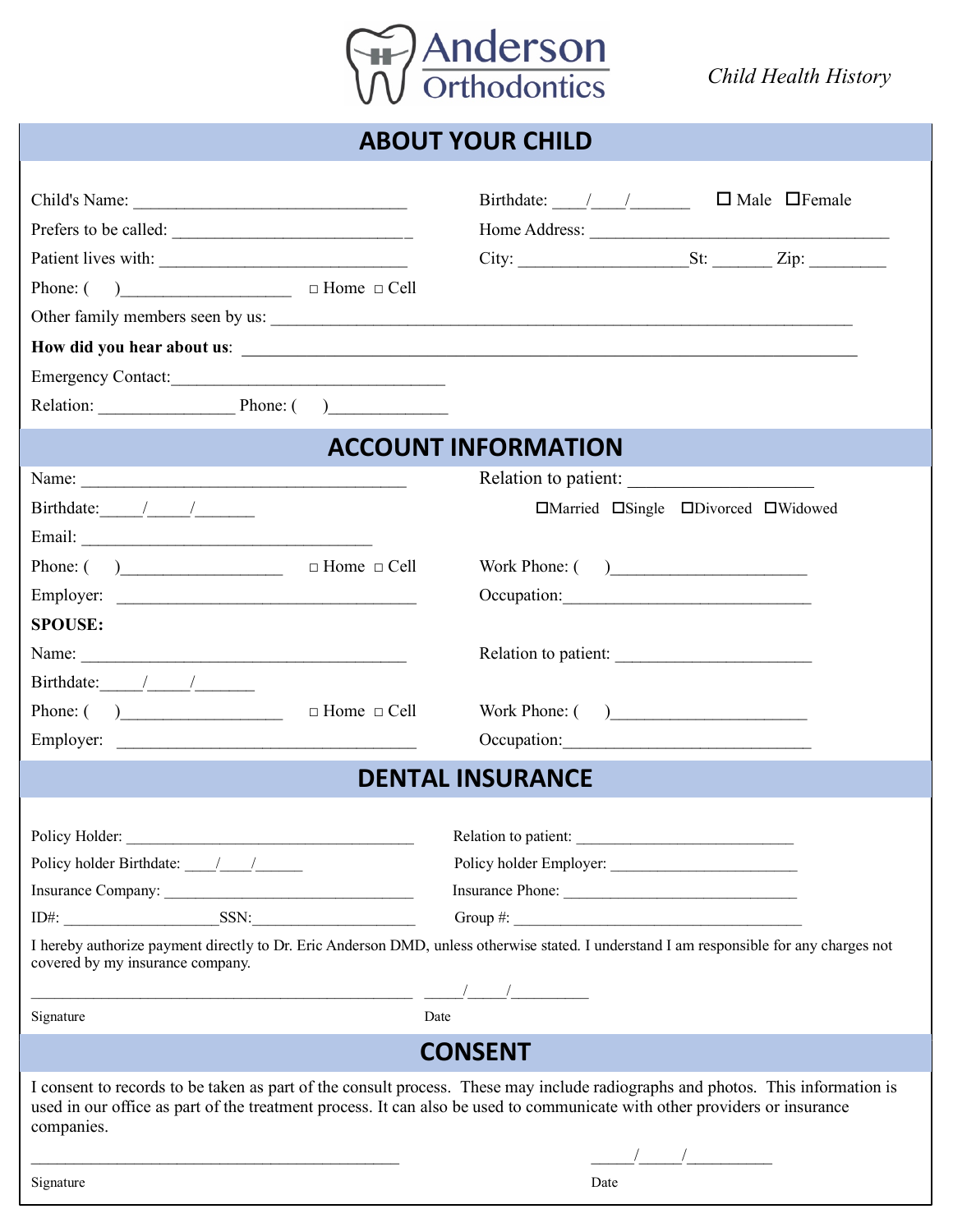Anderson Orthodontics

*Child Health History*

## ABOUT YOUR CHILD

Child's Name: ________________________________ Birthdate: ____/____/_______ ☐ Male ☐ Female

Prefers to be called: ___________________________ Home Address: ___________________________________

Patient lives with: ____________________________ City: ___________________St: _______ Zip: _________

Phone: ( )___________________ ☐ Home ☐ Cell

Other family members seen by us: _____________________________________________________________________

**How did you hear about us**: _________________________________________________________________________

Emergency Contact:________________________________

Relation: ________________ Phone: ( )_____________

## ACCOUNT INFORMATION

Name: ______________________________________ Relation to patient: _____________________

Birthdate:_____/_____/_______ ☐Married ☐Single ☐Divorced ☐Widowed

Email: __________________________________

Phone: ( )__________________ ☐ Home ☐ Cell Work Phone: ( )______________________

Employer: ___________________________________ Occupation:_____________________________

**SPOUSE:**

Name: ______________________________________ Relation to patient: ______________________

Birthdate:_____/_____/_______

Phone: ( )__________________ ☐ Home ☐ Cell Work Phone: ( )______________________

Employer: ___________________________________ Occupation:_____________________________

## DENTAL INSURANCE

Policy Holder: ____________________________________ Relation to patient: __________________________

Policy holder Birthdate: ____/____/______ Policy holder Employer: ________________________

Insurance Company: ______________________________ Insurance Phone: _____________________________

ID#: ___________________SSN:____________________ Group #: _____________________________________

I hereby authorize payment directly to Dr. Eric Anderson DMD, unless otherwise stated. I understand I am responsible for any charges not covered by my insurance company.

______________________________________________ _____/_____/__________

Signature Date

## CONSENT

I consent to records to be taken as part of the consult process. These may include radiographs and photos. This information is used in our office as part of the treatment process. It can also be used to communicate with other providers or insurance companies.

______________________________________________ _____/_____/__________

Signature Date